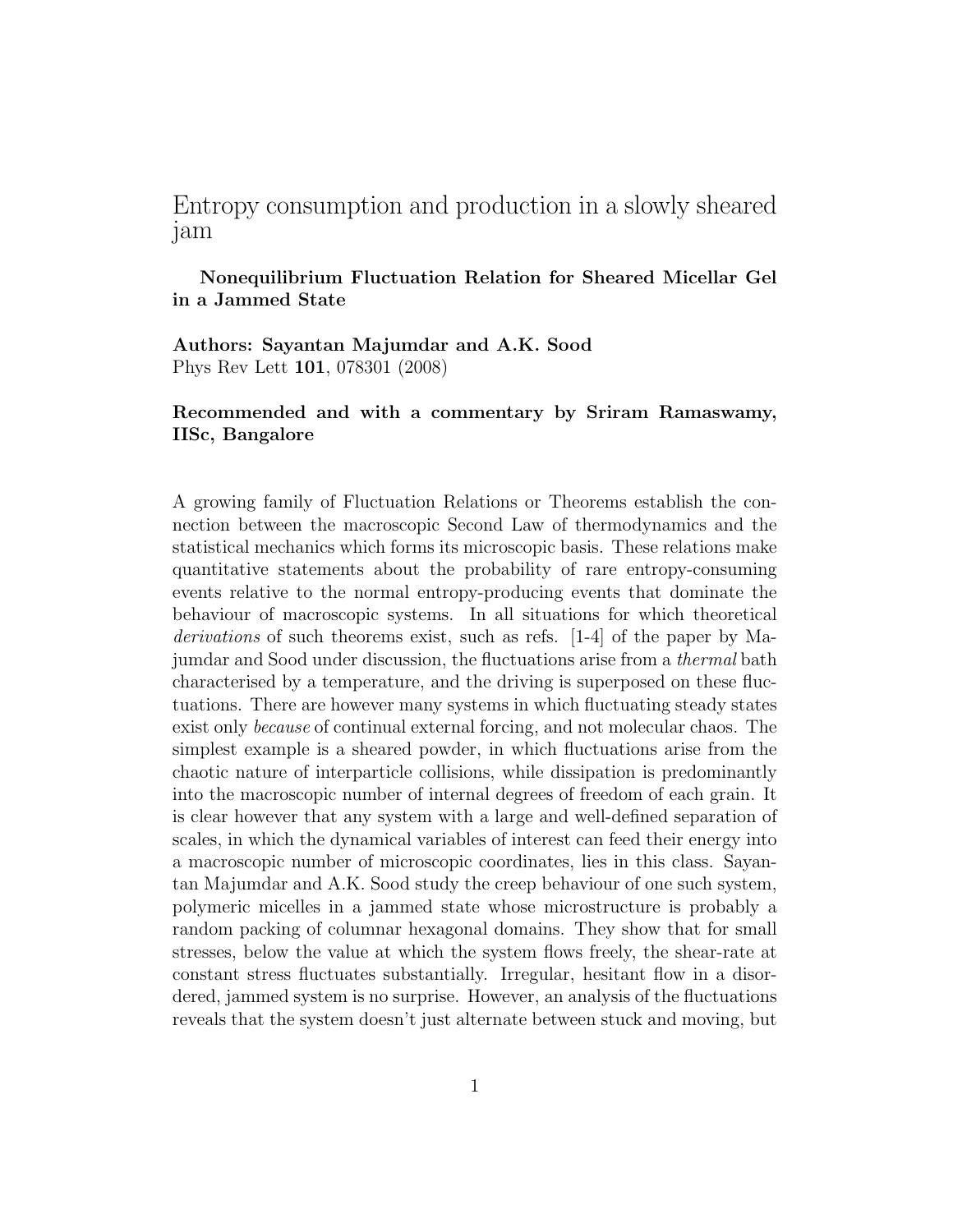# Entropy consumption and production in a slowly sheared jam

**Nonequilibrium Fluctuation Relation for Sheared Micellar Gel in a Jammed State**

**Authors: Sayantan Majumdar and A.K. Sood**
Phys Rev Lett **101**, 078301 (2008)

**Recommended and with a commentary by Sriram Ramaswamy, IISc, Bangalore**

A growing family of Fluctuation Relations or Theorems establish the connection between the macroscopic Second Law of thermodynamics and the statistical mechanics which forms its microscopic basis. These relations make quantitative statements about the probability of rare entropy-consuming events relative to the normal entropy-producing events that dominate the behaviour of macroscopic systems. In all situations for which theoretical *derivations* of such theorems exist, such as refs. [1-4] of the paper by Majumdar and Sood under discussion, the fluctuations arise from a *thermal* bath characterised by a temperature, and the driving is superposed on these fluctuations. There are however many systems in which fluctuating steady states exist only *because* of continual external forcing, and not molecular chaos. The simplest example is a sheared powder, in which fluctuations arise from the chaotic nature of interparticle collisions, while dissipation is predominantly into the macroscopic number of internal degrees of freedom of each grain. It is clear however that any system with a large and well-defined separation of scales, in which the dynamical variables of interest can feed their energy into a macroscopic number of microscopic coordinates, lies in this class. Sayantan Majumdar and A.K. Sood study the creep behaviour of one such system, polymeric micelles in a jammed state whose microstructure is probably a random packing of columnar hexagonal domains. They show that for small stresses, below the value at which the system flows freely, the shear-rate at constant stress fluctuates substantially. Irregular, hesitant flow in a disordered, jammed system is no surprise. However, an analysis of the fluctuations reveals that the system doesn't just alternate between stuck and moving, but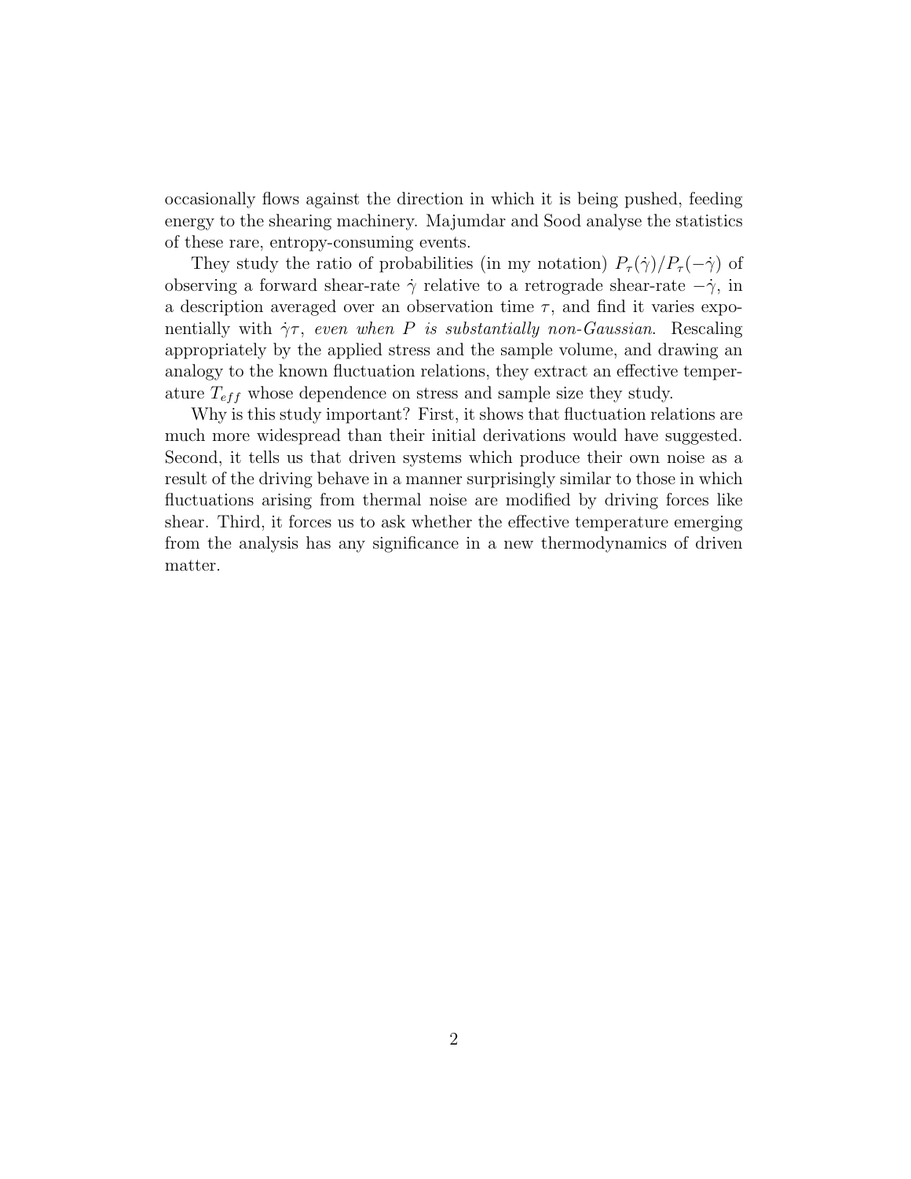occasionally flows against the direction in which it is being pushed, feeding energy to the shearing machinery. Majumdar and Sood analyse the statistics of these rare, entropy-consuming events.

They study the ratio of probabilities (in my notation) $P_\tau(\dot{\gamma})/P_\tau(-\dot{\gamma})$ of observing a forward shear-rate $\dot{\gamma}$ relative to a retrograde shear-rate $-\dot{\gamma}$, in a description averaged over an observation time $\tau$, and find it varies exponentially with $\dot{\gamma}\tau$, *even when $P$ is substantially non-Gaussian*. Rescaling appropriately by the applied stress and the sample volume, and drawing an analogy to the known fluctuation relations, they extract an effective temperature $T_{eff}$ whose dependence on stress and sample size they study.

Why is this study important? First, it shows that fluctuation relations are much more widespread than their initial derivations would have suggested. Second, it tells us that driven systems which produce their own noise as a result of the driving behave in a manner surprisingly similar to those in which fluctuations arising from thermal noise are modified by driving forces like shear. Third, it forces us to ask whether the effective temperature emerging from the analysis has any significance in a new thermodynamics of driven matter.